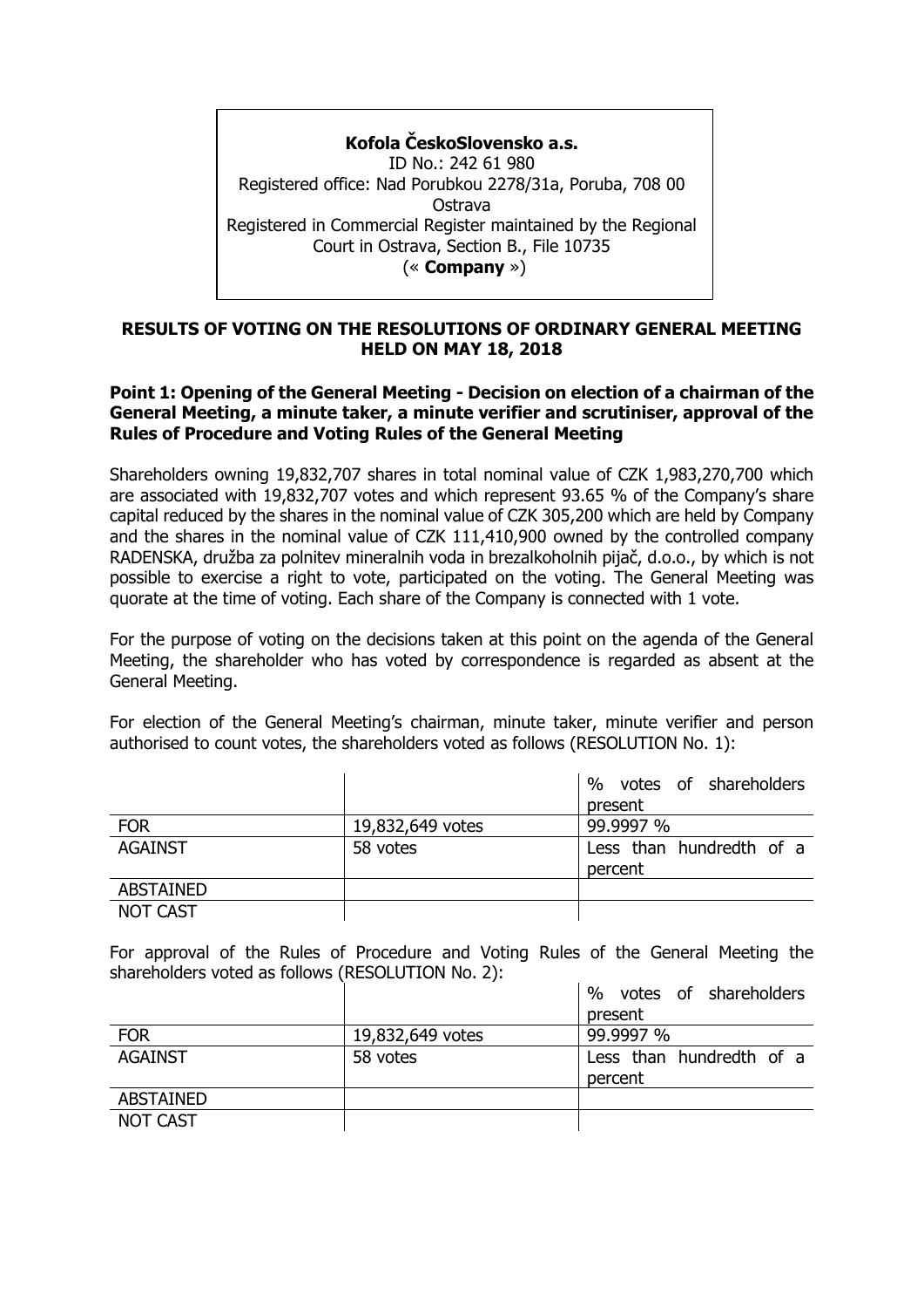**Kofola ČeskoSlovensko a.s.**
ID No.: 242 61 980
Registered office: Nad Porubkou 2278/31a, Poruba, 708 00 Ostrava
Registered in Commercial Register maintained by the Regional Court in Ostrava, Section B., File 10735
(« **Company** »)

## RESULTS OF VOTING ON THE RESOLUTIONS OF ORDINARY GENERAL MEETING HELD ON MAY 18, 2018

### Point 1: Opening of the General Meeting - Decision on election of a chairman of the General Meeting, a minute taker, a minute verifier and scrutiniser, approval of the Rules of Procedure and Voting Rules of the General Meeting

Shareholders owning 19,832,707 shares in total nominal value of CZK 1,983,270,700 which are associated with 19,832,707 votes and which represent 93.65 % of the Company's share capital reduced by the shares in the nominal value of CZK 305,200 which are held by Company and the shares in the nominal value of CZK 111,410,900 owned by the controlled company RADENSKA, družba za polnitev mineralnih voda in brezalkoholnih pijač, d.o.o., by which is not possible to exercise a right to vote, participated on the voting. The General Meeting was quorate at the time of voting. Each share of the Company is connected with 1 vote.

For the purpose of voting on the decisions taken at this point on the agenda of the General Meeting, the shareholder who has voted by correspondence is regarded as absent at the General Meeting.

For election of the General Meeting's chairman, minute taker, minute verifier and person authorised to count votes, the shareholders voted as follows (RESOLUTION No. 1):

| | | % votes of shareholders present |
|---|---|---|
| FOR | 19,832,649 votes | 99.9997 % |
| AGAINST | 58 votes | Less than hundredth of a percent |
| ABSTAINED | | |
| NOT CAST | | |

For approval of the Rules of Procedure and Voting Rules of the General Meeting the shareholders voted as follows (RESOLUTION No. 2):

| | | % votes of shareholders present |
|---|---|---|
| FOR | 19,832,649 votes | 99.9997 % |
| AGAINST | 58 votes | Less than hundredth of a percent |
| ABSTAINED | | |
| NOT CAST | | |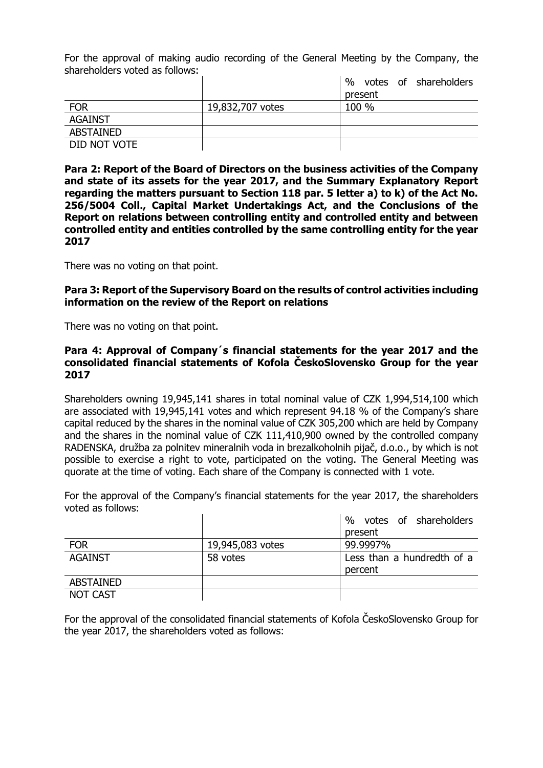For the approval of making audio recording of the General Meeting by the Company, the shareholders voted as follows:

| | | % votes of shareholders present |
|---|---|---|
| FOR | 19,832,707 votes | 100 % |
| AGAINST | | |
| ABSTAINED | | |
| DID NOT VOTE | | |

**Para 2: Report of the Board of Directors on the business activities of the Company and state of its assets for the year 2017, and the Summary Explanatory Report regarding the matters pursuant to Section 118 par. 5 letter a) to k) of the Act No. 256/5004 Coll., Capital Market Undertakings Act, and the Conclusions of the Report on relations between controlling entity and controlled entity and between controlled entity and entities controlled by the same controlling entity for the year 2017**

There was no voting on that point.

**Para 3: Report of the Supervisory Board on the results of control activities including information on the review of the Report on relations**

There was no voting on that point.

**Para 4: Approval of Company´s financial statements for the year 2017 and the consolidated financial statements of Kofola ČeskoSlovensko Group for the year 2017**

Shareholders owning 19,945,141 shares in total nominal value of CZK 1,994,514,100 which are associated with 19,945,141 votes and which represent 94.18 % of the Company's share capital reduced by the shares in the nominal value of CZK 305,200 which are held by Company and the shares in the nominal value of CZK 111,410,900 owned by the controlled company RADENSKA, družba za polnitev mineralnih voda in brezalkoholnih pijač, d.o.o., by which is not possible to exercise a right to vote, participated on the voting. The General Meeting was quorate at the time of voting. Each share of the Company is connected with 1 vote.

For the approval of the Company's financial statements for the year 2017, the shareholders voted as follows:

| | | % votes of shareholders present |
|---|---|---|
| FOR | 19,945,083 votes | 99.9997% |
| AGAINST | 58 votes | Less than a hundredth of a percent |
| ABSTAINED | | |
| NOT CAST | | |

For the approval of the consolidated financial statements of Kofola ČeskoSlovensko Group for the year 2017, the shareholders voted as follows: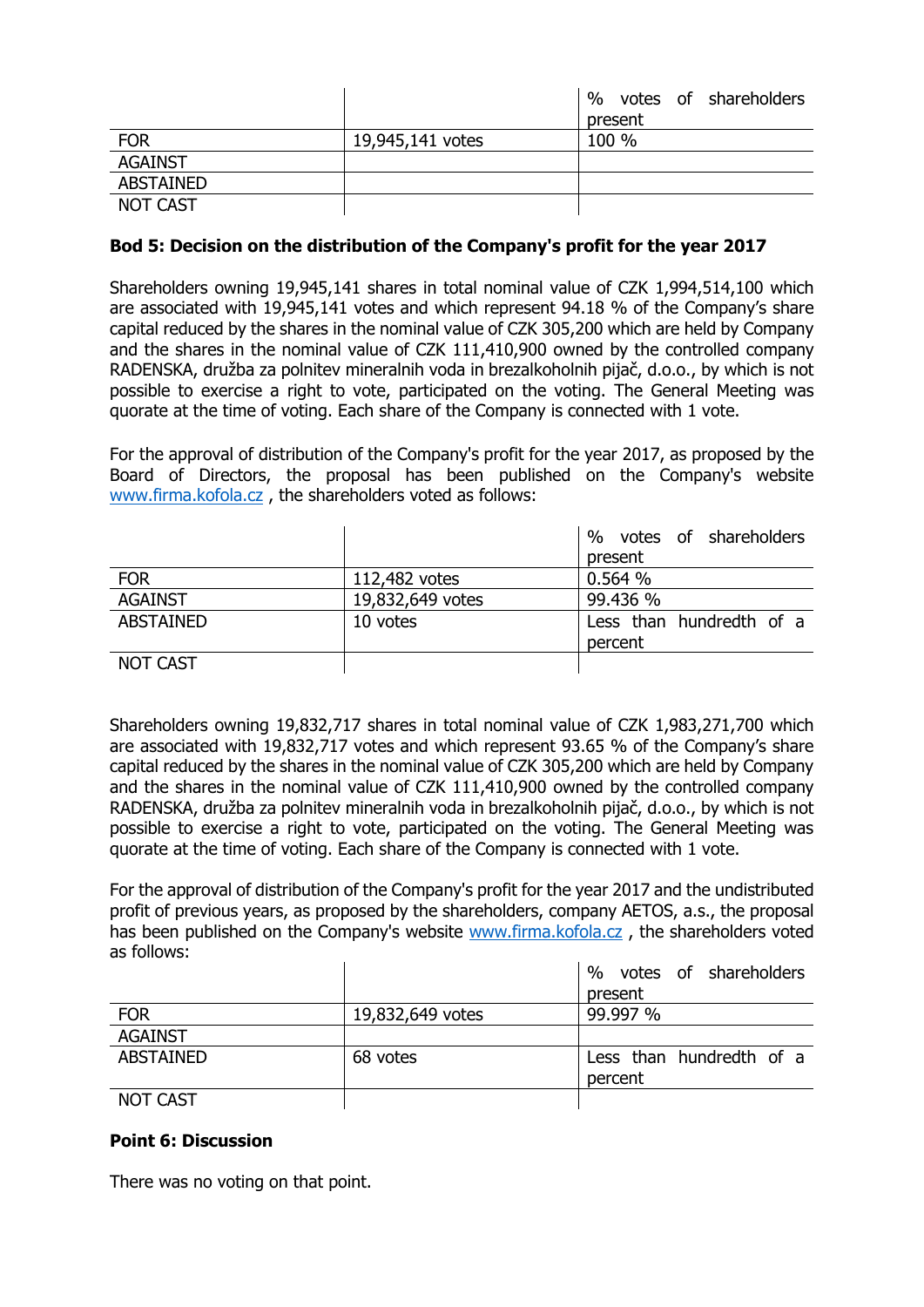| | | % votes of shareholders present |
|---|---|---|
| FOR | 19,945,141 votes | 100 % |
| AGAINST | | |
| ABSTAINED | | |
| NOT CAST | | |

**Bod 5: Decision on the distribution of the Company's profit for the year 2017**

Shareholders owning 19,945,141 shares in total nominal value of CZK 1,994,514,100 which are associated with 19,945,141 votes and which represent 94.18 % of the Company's share capital reduced by the shares in the nominal value of CZK 305,200 which are held by Company and the shares in the nominal value of CZK 111,410,900 owned by the controlled company RADENSKA, družba za polnitev mineralnih voda in brezalkoholnih pijač, d.o.o., by which is not possible to exercise a right to vote, participated on the voting. The General Meeting was quorate at the time of voting. Each share of the Company is connected with 1 vote.

For the approval of distribution of the Company's profit for the year 2017, as proposed by the Board of Directors, the proposal has been published on the Company's website www.firma.kofola.cz , the shareholders voted as follows:

| | | % votes of shareholders present |
|---|---|---|
| FOR | 112,482 votes | 0.564 % |
| AGAINST | 19,832,649 votes | 99.436 % |
| ABSTAINED | 10 votes | Less than hundredth of a percent |
| NOT CAST | | |

Shareholders owning 19,832,717 shares in total nominal value of CZK 1,983,271,700 which are associated with 19,832,717 votes and which represent 93.65 % of the Company's share capital reduced by the shares in the nominal value of CZK 305,200 which are held by Company and the shares in the nominal value of CZK 111,410,900 owned by the controlled company RADENSKA, družba za polnitev mineralnih voda in brezalkoholnih pijač, d.o.o., by which is not possible to exercise a right to vote, participated on the voting. The General Meeting was quorate at the time of voting. Each share of the Company is connected with 1 vote.

For the approval of distribution of the Company's profit for the year 2017 and the undistributed profit of previous years, as proposed by the shareholders, company AETOS, a.s., the proposal has been published on the Company's website www.firma.kofola.cz , the shareholders voted as follows:

| | | % votes of shareholders present |
|---|---|---|
| FOR | 19,832,649 votes | 99.997 % |
| AGAINST | | |
| ABSTAINED | 68 votes | Less than hundredth of a percent |
| NOT CAST | | |

**Point 6: Discussion**

There was no voting on that point.